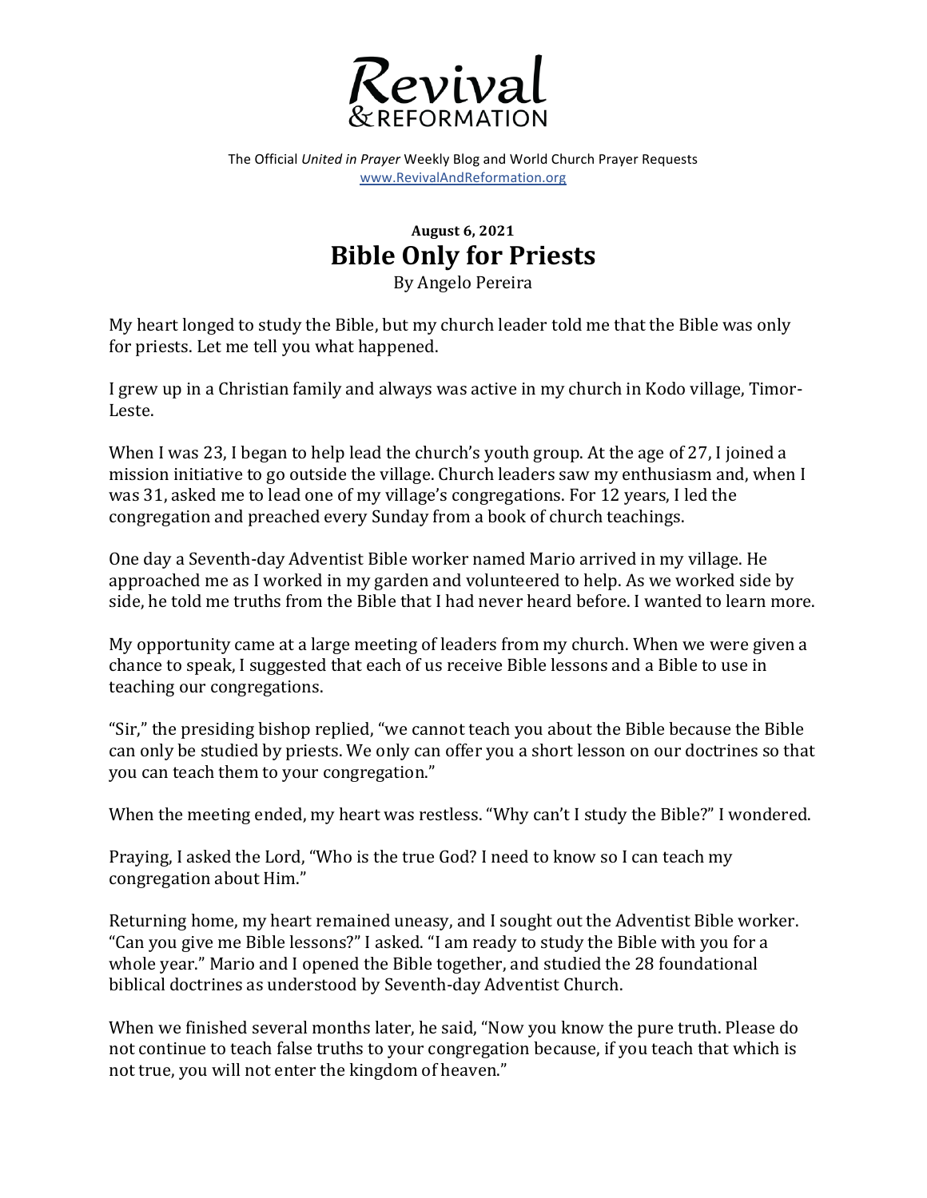# Revival & REFORMATION

The Official *United in Prayer* Weekly Blog and World Church Prayer Requests
www.RevivalAndReformation.org

**August 6, 2021**

## Bible Only for Priests

By Angelo Pereira

My heart longed to study the Bible, but my church leader told me that the Bible was only for priests. Let me tell you what happened.

I grew up in a Christian family and always was active in my church in Kodo village, Timor-Leste.

When I was 23, I began to help lead the church's youth group. At the age of 27, I joined a mission initiative to go outside the village. Church leaders saw my enthusiasm and, when I was 31, asked me to lead one of my village's congregations. For 12 years, I led the congregation and preached every Sunday from a book of church teachings.

One day a Seventh-day Adventist Bible worker named Mario arrived in my village. He approached me as I worked in my garden and volunteered to help. As we worked side by side, he told me truths from the Bible that I had never heard before. I wanted to learn more.

My opportunity came at a large meeting of leaders from my church. When we were given a chance to speak, I suggested that each of us receive Bible lessons and a Bible to use in teaching our congregations.

"Sir," the presiding bishop replied, "we cannot teach you about the Bible because the Bible can only be studied by priests. We only can offer you a short lesson on our doctrines so that you can teach them to your congregation."

When the meeting ended, my heart was restless. "Why can't I study the Bible?" I wondered.

Praying, I asked the Lord, "Who is the true God? I need to know so I can teach my congregation about Him."

Returning home, my heart remained uneasy, and I sought out the Adventist Bible worker. "Can you give me Bible lessons?" I asked. "I am ready to study the Bible with you for a whole year." Mario and I opened the Bible together, and studied the 28 foundational biblical doctrines as understood by Seventh-day Adventist Church.

When we finished several months later, he said, "Now you know the pure truth. Please do not continue to teach false truths to your congregation because, if you teach that which is not true, you will not enter the kingdom of heaven."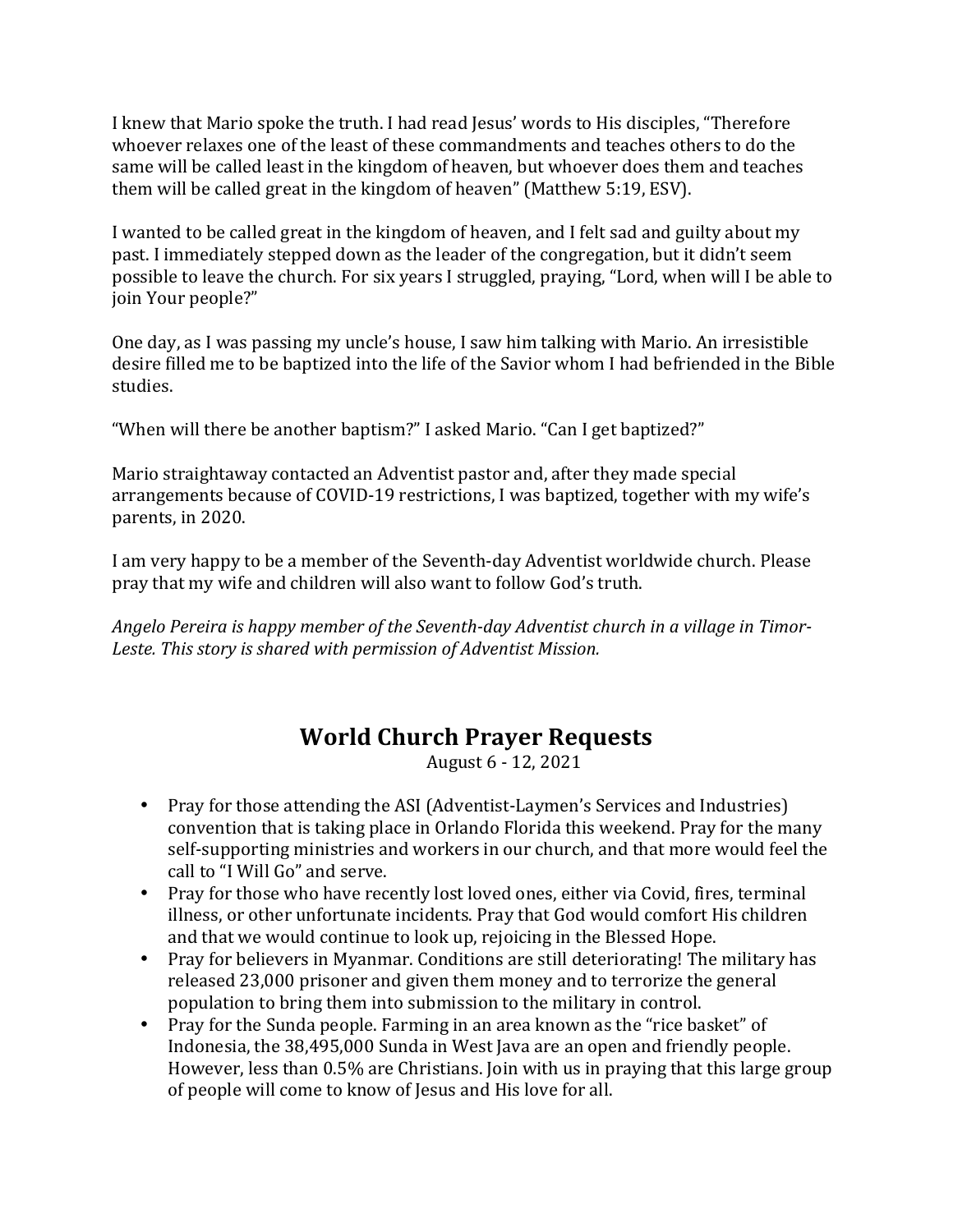I knew that Mario spoke the truth. I had read Jesus' words to His disciples, "Therefore whoever relaxes one of the least of these commandments and teaches others to do the same will be called least in the kingdom of heaven, but whoever does them and teaches them will be called great in the kingdom of heaven" (Matthew 5:19, ESV).

I wanted to be called great in the kingdom of heaven, and I felt sad and guilty about my past. I immediately stepped down as the leader of the congregation, but it didn't seem possible to leave the church. For six years I struggled, praying, "Lord, when will I be able to join Your people?"

One day, as I was passing my uncle's house, I saw him talking with Mario. An irresistible desire filled me to be baptized into the life of the Savior whom I had befriended in the Bible studies.

"When will there be another baptism?" I asked Mario. "Can I get baptized?"

Mario straightaway contacted an Adventist pastor and, after they made special arrangements because of COVID-19 restrictions, I was baptized, together with my wife's parents, in 2020.

I am very happy to be a member of the Seventh-day Adventist worldwide church. Please pray that my wife and children will also want to follow God's truth.

*Angelo Pereira is happy member of the Seventh-day Adventist church in a village in Timor-Leste. This story is shared with permission of Adventist Mission.*

## World Church Prayer Requests

August 6 - 12, 2021

- Pray for those attending the ASI (Adventist-Laymen's Services and Industries) convention that is taking place in Orlando Florida this weekend. Pray for the many self-supporting ministries and workers in our church, and that more would feel the call to "I Will Go" and serve.
- Pray for those who have recently lost loved ones, either via Covid, fires, terminal illness, or other unfortunate incidents. Pray that God would comfort His children and that we would continue to look up, rejoicing in the Blessed Hope.
- Pray for believers in Myanmar. Conditions are still deteriorating! The military has released 23,000 prisoner and given them money and to terrorize the general population to bring them into submission to the military in control.
- Pray for the Sunda people. Farming in an area known as the "rice basket" of Indonesia, the 38,495,000 Sunda in West Java are an open and friendly people. However, less than 0.5% are Christians. Join with us in praying that this large group of people will come to know of Jesus and His love for all.